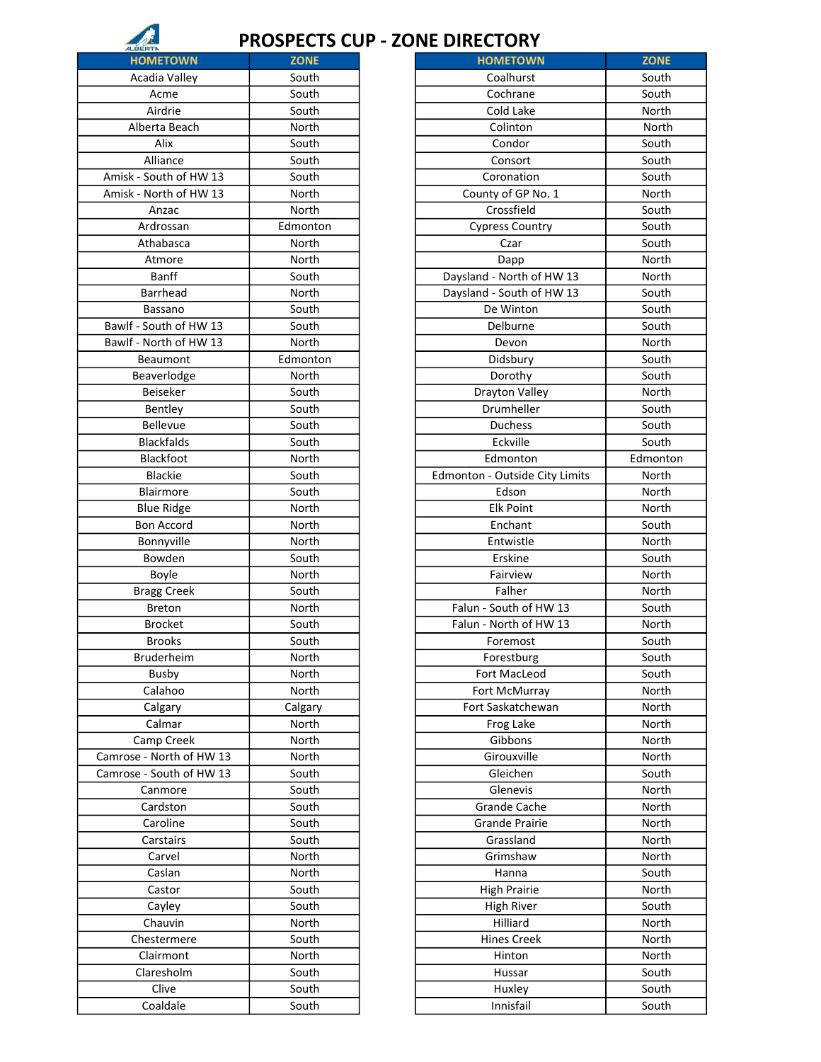# PROSPECTS CUP - ZONE DIRECTORY

| HOMETOWN | ZONE |
|---|---|
| Acadia Valley | South |
| Acme | South |
| Airdrie | South |
| Alberta Beach | North |
| Alix | South |
| Alliance | South |
| Amisk - South of HW 13 | South |
| Amisk - North of HW 13 | North |
| Anzac | North |
| Ardrossan | Edmonton |
| Athabasca | North |
| Atmore | North |
| Banff | South |
| Barrhead | North |
| Bassano | South |
| Bawlf - South of HW 13 | South |
| Bawlf - North of HW 13 | North |
| Beaumont | Edmonton |
| Beaverlodge | North |
| Beiseker | South |
| Bentley | South |
| Bellevue | South |
| Blackfalds | South |
| Blackfoot | North |
| Blackie | South |
| Blairmore | South |
| Blue Ridge | North |
| Bon Accord | North |
| Bonnyville | North |
| Bowden | South |
| Boyle | North |
| Bragg Creek | South |
| Breton | North |
| Brocket | South |
| Brooks | South |
| Bruderheim | North |
| Busby | North |
| Calahoo | North |
| Calgary | Calgary |
| Calmar | North |
| Camp Creek | North |
| Camrose - North of HW 13 | North |
| Camrose - South of HW 13 | South |
| Canmore | South |
| Cardston | South |
| Caroline | South |
| Carstairs | South |
| Carvel | North |
| Caslan | North |
| Castor | South |
| Cayley | South |
| Chauvin | North |
| Chestermere | South |
| Clairmont | North |
| Claresholm | South |
| Clive | South |
| Coaldale | South |
| Coalhurst | South |
| Cochrane | South |
| Cold Lake | North |
| Colinton | North |
| Condor | South |
| Consort | South |
| Coronation | South |
| County of GP No. 1 | North |
| Crossfield | South |
| Cypress Country | South |
| Czar | South |
| Dapp | North |
| Daysland - North of HW 13 | North |
| Daysland - South of HW 13 | South |
| De Winton | South |
| Delburne | South |
| Devon | North |
| Didsbury | South |
| Dorothy | South |
| Drayton Valley | North |
| Drumheller | South |
| Duchess | South |
| Eckville | South |
| Edmonton | Edmonton |
| Edmonton - Outside City Limits | North |
| Edson | North |
| Elk Point | North |
| Enchant | South |
| Entwistle | North |
| Erskine | South |
| Fairview | North |
| Falher | North |
| Falun - South of HW 13 | South |
| Falun - North of HW 13 | North |
| Foremost | South |
| Forestburg | South |
| Fort MacLeod | South |
| Fort McMurray | North |
| Fort Saskatchewan | North |
| Frog Lake | North |
| Gibbons | North |
| Girouxville | North |
| Gleichen | South |
| Glenevis | North |
| Grande Cache | North |
| Grande Prairie | North |
| Grassland | North |
| Grimshaw | North |
| Hanna | South |
| High Prairie | North |
| High River | South |
| Hilliard | North |
| Hines Creek | North |
| Hinton | North |
| Hussar | South |
| Huxley | South |
| Innisfail | South |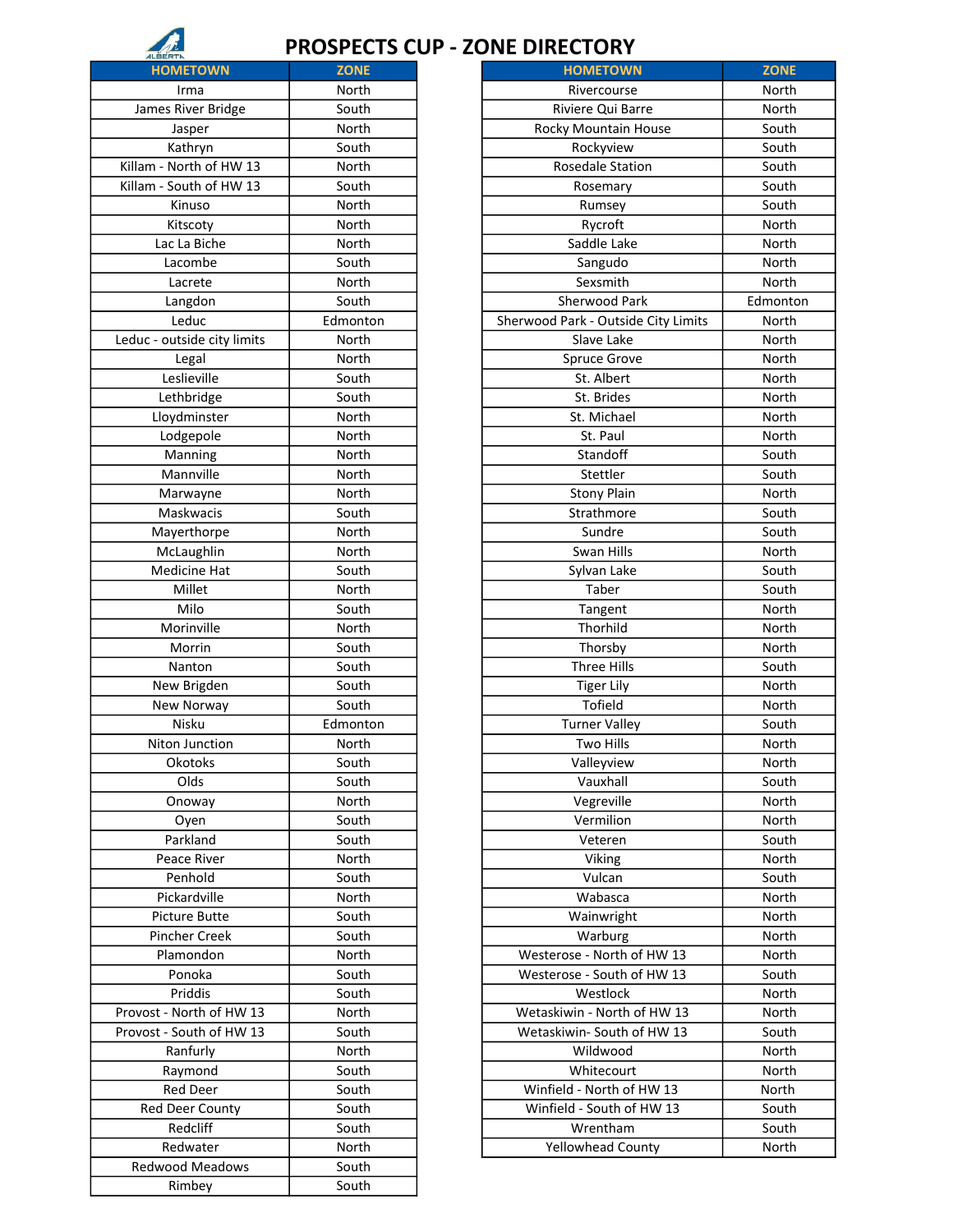# PROSPECTS CUP - ZONE DIRECTORY

| HOMETOWN | ZONE |
| --- | --- |
| Irma | North |
| James River Bridge | South |
| Jasper | North |
| Kathryn | South |
| Killam - North of HW 13 | North |
| Killam - South of HW 13 | South |
| Kinuso | North |
| Kitscoty | North |
| Lac La Biche | North |
| Lacombe | South |
| Lacrete | North |
| Langdon | South |
| Leduc | Edmonton |
| Leduc - outside city limits | North |
| Legal | North |
| Leslieville | South |
| Lethbridge | South |
| Lloydminster | North |
| Lodgepole | North |
| Manning | North |
| Mannville | North |
| Marwayne | North |
| Maskwacis | South |
| Mayerthorpe | North |
| McLaughlin | North |
| Medicine Hat | South |
| Millet | North |
| Milo | South |
| Morinville | North |
| Morrin | South |
| Nanton | South |
| New Brigden | South |
| New Norway | South |
| Nisku | Edmonton |
| Niton Junction | North |
| Okotoks | South |
| Olds | South |
| Onoway | North |
| Oyen | South |
| Parkland | South |
| Peace River | North |
| Penhold | South |
| Pickardville | North |
| Picture Butte | South |
| Pincher Creek | South |
| Plamondon | North |
| Ponoka | South |
| Priddis | South |
| Provost - North of HW 13 | North |
| Provost - South of HW 13 | South |
| Ranfurly | North |
| Raymond | South |
| Red Deer | South |
| Red Deer County | South |
| Redcliff | South |
| Redwater | North |
| Redwood Meadows | South |
| Rimbey | South |
| Rivercourse | North |
| Riviere Qui Barre | North |
| Rocky Mountain House | South |
| Rockyview | South |
| Rosedale Station | South |
| Rosemary | South |
| Rumsey | South |
| Rycroft | North |
| Saddle Lake | North |
| Sangudo | North |
| Sexsmith | North |
| Sherwood Park | Edmonton |
| Sherwood Park - Outside City Limits | North |
| Slave Lake | North |
| Spruce Grove | North |
| St. Albert | North |
| St. Brides | North |
| St. Michael | North |
| St. Paul | North |
| Standoff | South |
| Stettler | South |
| Stony Plain | North |
| Strathmore | South |
| Sundre | South |
| Swan Hills | North |
| Sylvan Lake | South |
| Taber | South |
| Tangent | North |
| Thorhild | North |
| Thorsby | North |
| Three Hills | South |
| Tiger Lily | North |
| Tofield | North |
| Turner Valley | South |
| Two Hills | North |
| Valleyview | North |
| Vauxhall | South |
| Vegreville | North |
| Vermilion | North |
| Veteren | South |
| Viking | North |
| Vulcan | South |
| Wabasca | North |
| Wainwright | North |
| Warburg | North |
| Westerose - North of HW 13 | North |
| Westerose - South of HW 13 | South |
| Westlock | North |
| Wetaskiwin - North of HW 13 | North |
| Wetaskiwin- South of HW 13 | South |
| Wildwood | North |
| Whitecourt | North |
| Winfield - North of HW 13 | North |
| Winfield - South of HW 13 | South |
| Wrentham | South |
| Yellowhead County | North |